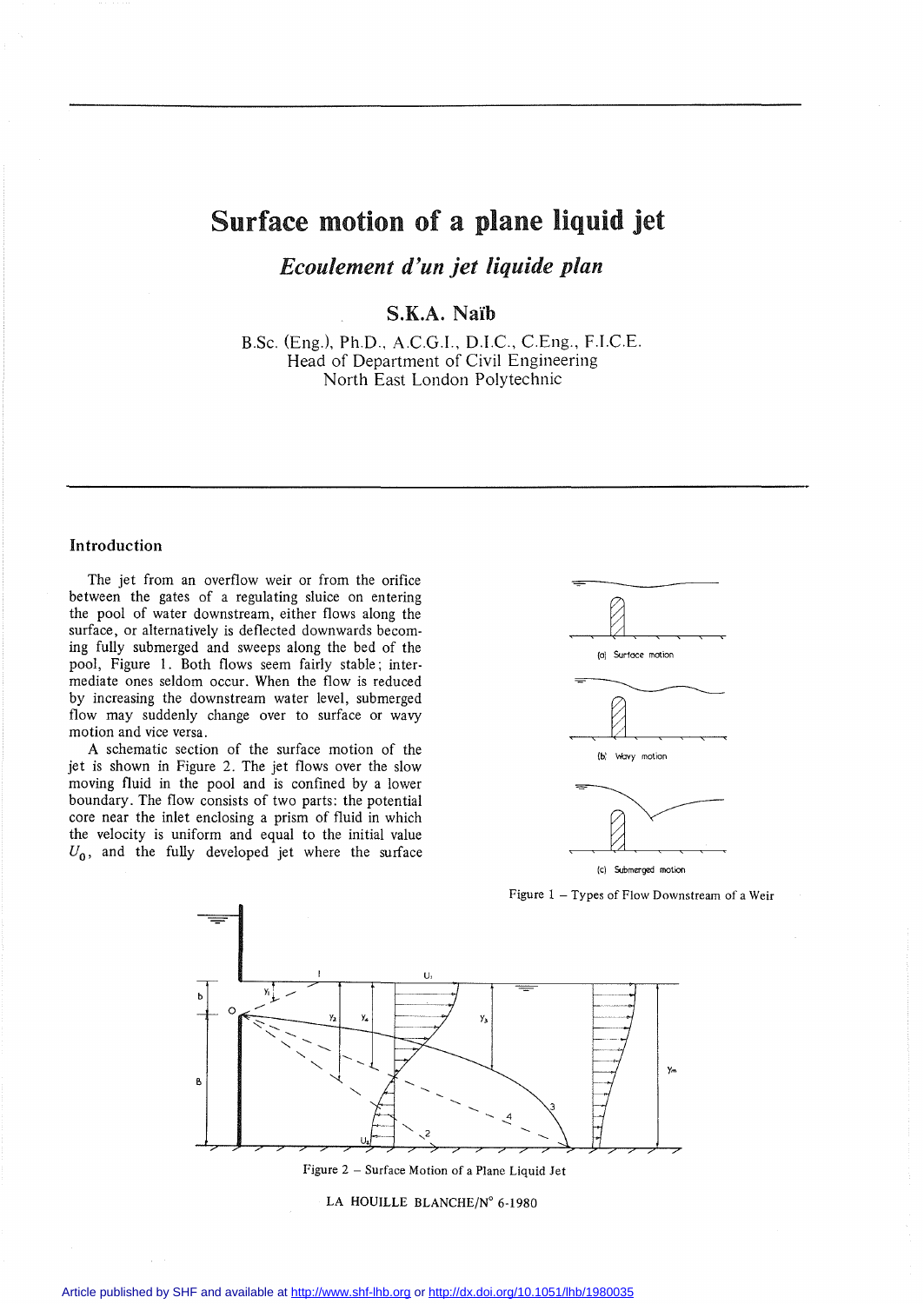# Surface motion of a plane liquid jet

## *Ecoulement d'un jet liquide plan*

**S.K.A. Naïb**

B.Sc. (Eng.), Ph.D., A.C.G.I., D.I.C., C.Eng., F.I.C.E.
Head of Department of Civil Engineering
North East London Polytechnic

### Introduction

The jet from an overflow weir or from the orifice between the gates of a regulating sluice on entering the pool of water downstream, either flows along the surface, or alternatively is deflected downwards becoming fully submerged and sweeps along the bed of the pool, Figure 1. Both flows seem fairly stable; intermediate ones seldom occur. When the flow is reduced by increasing the downstream water level, submerged flow may suddenly change over to surface or wavy motion and vice versa.

A schematic section of the surface motion of the jet is shown in Figure 2. The jet flows over the slow moving fluid in the pool and is confined by a lower boundary. The flow consists of two parts: the potential core near the inlet enclosing a prism of fluid in which the velocity is uniform and equal to the initial value $U_0$, and the fully developed jet where the surface

(a) Surface motion

(b) Wavy motion

(c) Submerged motion

Figure 1 – Types of Flow Downstream of a Weir

Figure 2 – Surface Motion of a Plane Liquid Jet

LA HOUILLE BLANCHE/N° 6-1980

Article published by SHF and available at http://www.shf-lhb.org or http://dx.doi.org/10.1051/lhb/1980035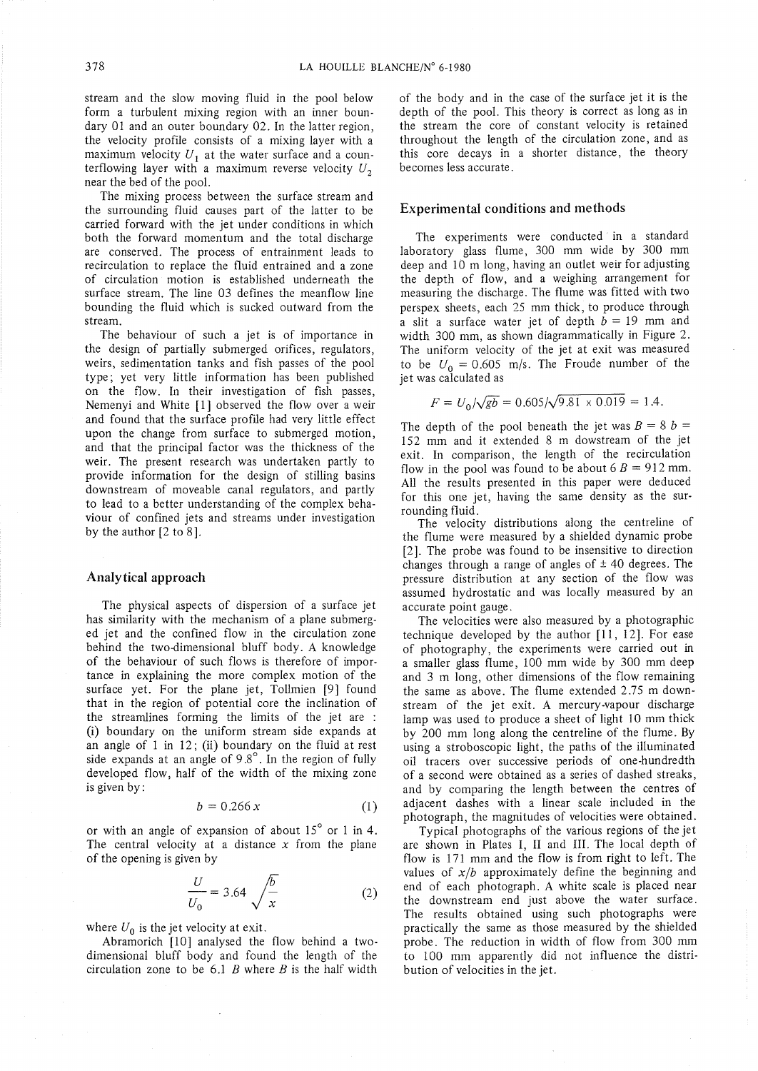stream and the slow moving fluid in the pool below form a turbulent mixing region with an inner boundary 01 and an outer boundary 02. In the latter region, the velocity profile consists of a mixing layer with a maximum velocity $U_1$ at the water surface and a counterflowing layer with a maximum reverse velocity $U_2$ near the bed of the pool.

The mixing process between the surface stream and the surrounding fluid causes part of the latter to be carried forward with the jet under conditions in which both the forward momentum and the total discharge are conserved. The process of entrainment leads to recirculation to replace the fluid entrained and a zone of circulation motion is established underneath the surface stream. The line 03 defines the meanflow line bounding the fluid which is sucked outward from the stream.

The behaviour of such a jet is of importance in the design of partially submerged orifices, regulators, weirs, sedimentation tanks and fish passes of the pool type; yet very little information has been published on the flow. In their investigation of fish passes, Nemenyi and White [1] observed the flow over a weir and found that the surface profile had very little effect upon the change from surface to submerged motion, and that the principal factor was the thickness of the weir. The present research was undertaken partly to provide information for the design of stilling basins downstream of moveable canal regulators, and partly to lead to a better understanding of the complex behaviour of confined jets and streams under investigation by the author [2 to 8].

## Analytical approach

The physical aspects of dispersion of a surface jet has similarity with the mechanism of a plane submerged jet and the confined flow in the circulation zone behind the two-dimensional bluff body. A knowledge of the behaviour of such flows is therefore of importance in explaining the more complex motion of the surface yet. For the plane jet, Tollmien [9] found that in the region of potential core the inclination of the streamlines forming the limits of the jet are : (i) boundary on the uniform stream side expands at an angle of 1 in 12; (ii) boundary on the fluid at rest side expands at an angle of 9.8°. In the region of fully developed flow, half of the width of the mixing zone is given by:

$$b = 0.266\,x \tag{1}$$

or with an angle of expansion of about 15° or 1 in 4. The central velocity at a distance $x$ from the plane of the opening is given by

$$\frac{U}{U_0} = 3.64\,\sqrt{\frac{b}{x}} \tag{2}$$

where $U_0$ is the jet velocity at exit.

Abramorich [10] analysed the flow behind a two-dimensional bluff body and found the length of the circulation zone to be 6.1 $B$ where $B$ is the half width of the body and in the case of the surface jet it is the depth of the pool. This theory is correct as long as in the stream the core of constant velocity is retained throughout the length of the circulation zone, and as this core decays in a shorter distance, the theory becomes less accurate.

## Experimental conditions and methods

The experiments were conducted in a standard laboratory glass flume, 300 mm wide by 300 mm deep and 10 m long, having an outlet weir for adjusting the depth of flow, and a weighing arrangement for measuring the discharge. The flume was fitted with two perspex sheets, each 25 mm thick, to produce through a slit a surface water jet of depth $b = 19$ mm and width 300 mm, as shown diagrammatically in Figure 2. The uniform velocity of the jet at exit was measured to be $U_0 = 0.605$ m/s. The Froude number of the jet was calculated as

$$F = U_0/\sqrt{gb} = 0.605/\sqrt{9.81 \times 0.019} = 1.4.$$

The depth of the pool beneath the jet was $B = 8\,b = 152$ mm and it extended 8 m dowstream of the jet exit. In comparison, the length of the recirculation flow in the pool was found to be about $6\,B = 912$ mm. All the results presented in this paper were deduced for this one jet, having the same density as the surrounding fluid.

The velocity distributions along the centreline of the flume were measured by a shielded dynamic probe [2]. The probe was found to be insensitive to direction changes through a range of angles of ± 40 degrees. The pressure distribution at any section of the flow was assumed hydrostatic and was locally measured by an accurate point gauge.

The velocities were also measured by a photographic technique developed by the author [11, 12]. For ease of photography, the experiments were carried out in a smaller glass flume, 100 mm wide by 300 mm deep and 3 m long, other dimensions of the flow remaining the same as above. The flume extended 2.75 m downstream of the jet exit. A mercury-vapour discharge lamp was used to produce a sheet of light 10 mm thick by 200 mm long along the centreline of the flume. By using a stroboscopic light, the paths of the illuminated oil tracers over successive periods of one-hundredth of a second were obtained as a series of dashed streaks, and by comparing the length between the centres of adjacent dashes with a linear scale included in the photograph, the magnitudes of velocities were obtained.

Typical photographs of the various regions of the jet are shown in Plates I, II and III. The local depth of flow is 171 mm and the flow is from right to left. The values of $x/b$ approximately define the beginning and end of each photograph. A white scale is placed near the downstream end just above the water surface. The results obtained using such photographs were practically the same as those measured by the shielded probe. The reduction in width of flow from 300 mm to 100 mm apparently did not influence the distribution of velocities in the jet.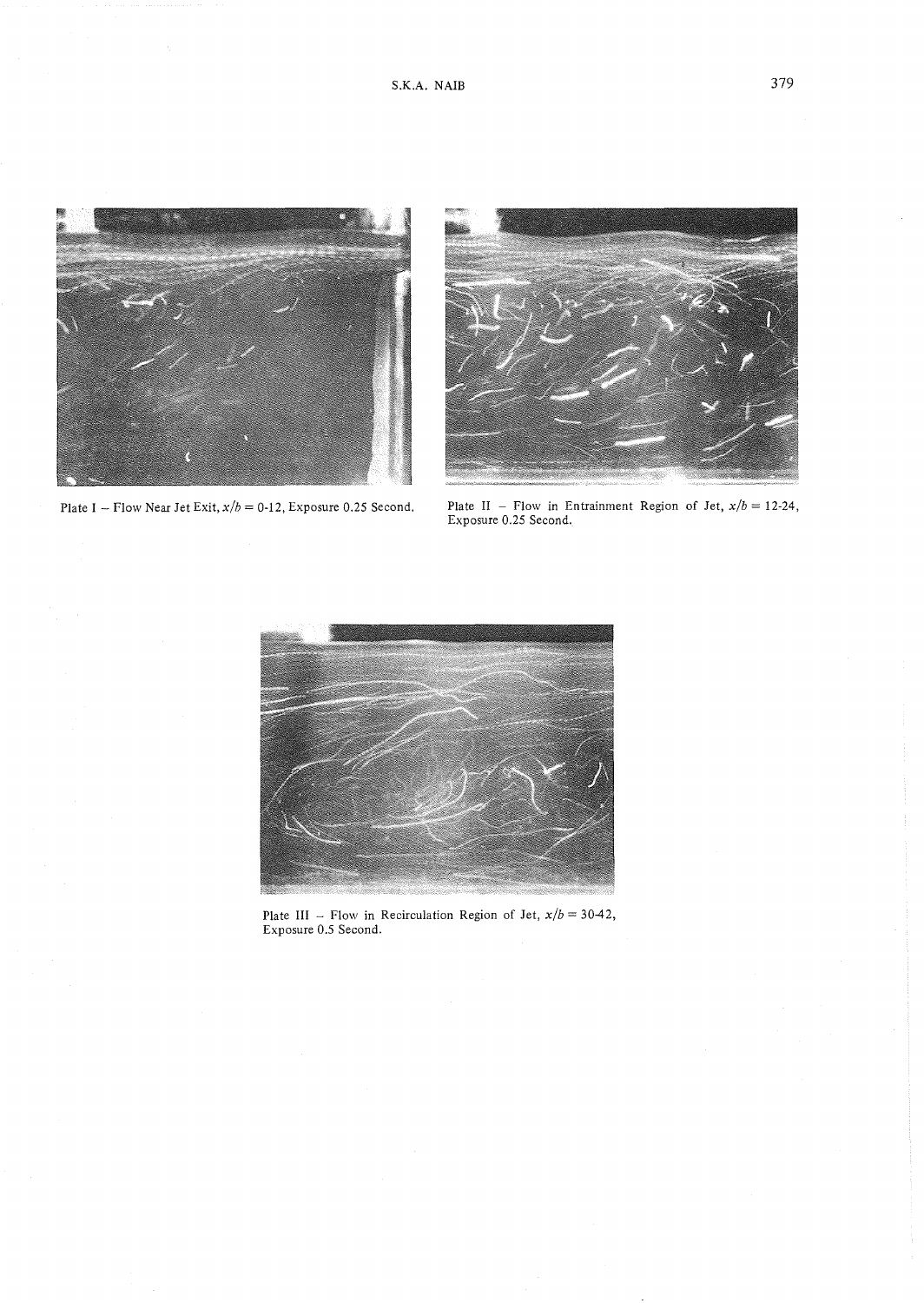Plate I – Flow Near Jet Exit, $x/b = 0\text{-}12$, Exposure 0.25 Second.

Plate II – Flow in Entrainment Region of Jet, $x/b = 12\text{-}24$, Exposure 0.25 Second.

Plate III – Flow in Recirculation Region of Jet, $x/b = 30\text{-}42$, Exposure 0.5 Second.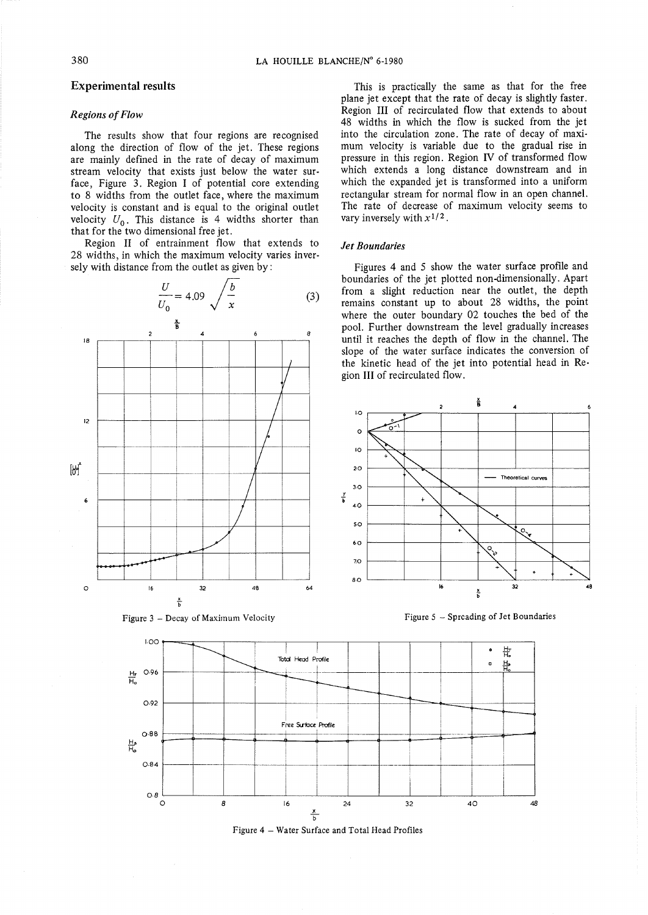## Experimental results

### *Regions of Flow*

The results show that four regions are recognised along the direction of flow of the jet. These regions are mainly defined in the rate of decay of maximum stream velocity that exists just below the water surface, Figure 3. Region I of potential core extending to 8 widths from the outlet face, where the maximum velocity is constant and is equal to the original outlet velocity $U_0$. This distance is 4 widths shorter than that for the two dimensional free jet.

Region II of entrainment flow that extends to 28 widths, in which the maximum velocity varies inversely with distance from the outlet as given by:

$$\frac{U}{U_0} = 4.09 \sqrt{\frac{b}{x}} \tag{3}$$

Figure 3 – Decay of Maximum Velocity

This is practically the same as that for the free plane jet except that the rate of decay is slightly faster. Region III of recirculated flow that extends to about 48 widths in which the flow is sucked from the jet into the circulation zone. The rate of decay of maximum velocity is variable due to the gradual rise in pressure in this region. Region IV of transformed flow which extends a long distance downstream and in which the expanded jet is transformed into a uniform rectangular stream for normal flow in an open channel. The rate of decrease of maximum velocity seems to vary inversely with $x^{1/2}$.

### *Jet Boundaries*

Figures 4 and 5 show the water surface profile and boundaries of the jet plotted non-dimensionally. Apart from a slight reduction near the outlet, the depth remains constant up to about 28 widths, the point where the outer boundary 02 touches the bed of the pool. Further downstream the level gradually increases until it reaches the depth of flow in the channel. The slope of the water surface indicates the conversion of the kinetic head of the jet into potential head in Region III of recirculated flow.

Figure 5 – Spreading of Jet Boundaries

Figure 4 – Water Surface and Total Head Profiles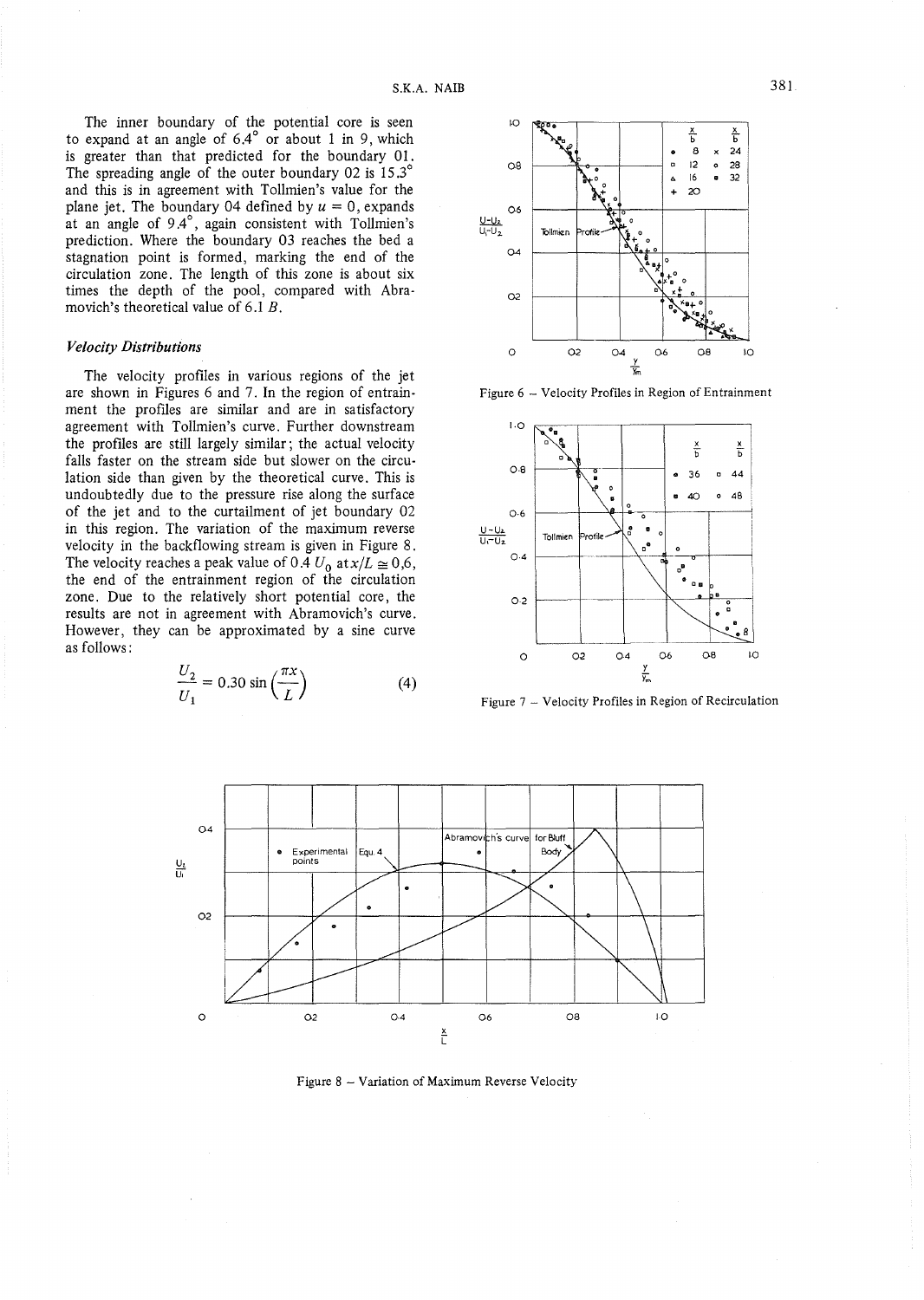The inner boundary of the potential core is seen to expand at an angle of 6.4° or about 1 in 9, which is greater than that predicted for the boundary 01. The spreading angle of the outer boundary 02 is 15.3° and this is in agreement with Tollmien's value for the plane jet. The boundary 04 defined by $u = 0$, expands at an angle of 9.4°, again consistent with Tollmien's prediction. Where the boundary 03 reaches the bed a stagnation point is formed, marking the end of the circulation zone. The length of this zone is about six times the depth of the pool, compared with Abramovich's theoretical value of 6.1 $B$.

### *Velocity Distributions*

The velocity profiles in various regions of the jet are shown in Figures 6 and 7. In the region of entrainment the profiles are similar and are in satisfactory agreement with Tollmien's curve. Further downstream the profiles are still largely similar; the actual velocity falls faster on the stream side but slower on the circulation side than given by the theoretical curve. This is undoubtedly due to the pressure rise along the surface of the jet and to the curtailment of jet boundary 02 in this region. The variation of the maximum reverse velocity in the backflowing stream is given in Figure 8. The velocity reaches a peak value of 0.4 $U_0$ at $x/L \cong 0{,}6$, the end of the entrainment region of the circulation zone. Due to the relatively short potential core, the results are not in agreement with Abramovich's curve. However, they can be approximated by a sine curve as follows:

$$\frac{U_2}{U_1} = 0.30 \sin\left(\frac{\pi x}{L}\right) \qquad (4)$$

Figure 6 – Velocity Profiles in Region of Entrainment

Figure 7 – Velocity Profiles in Region of Recirculation

Figure 8 – Variation of Maximum Reverse Velocity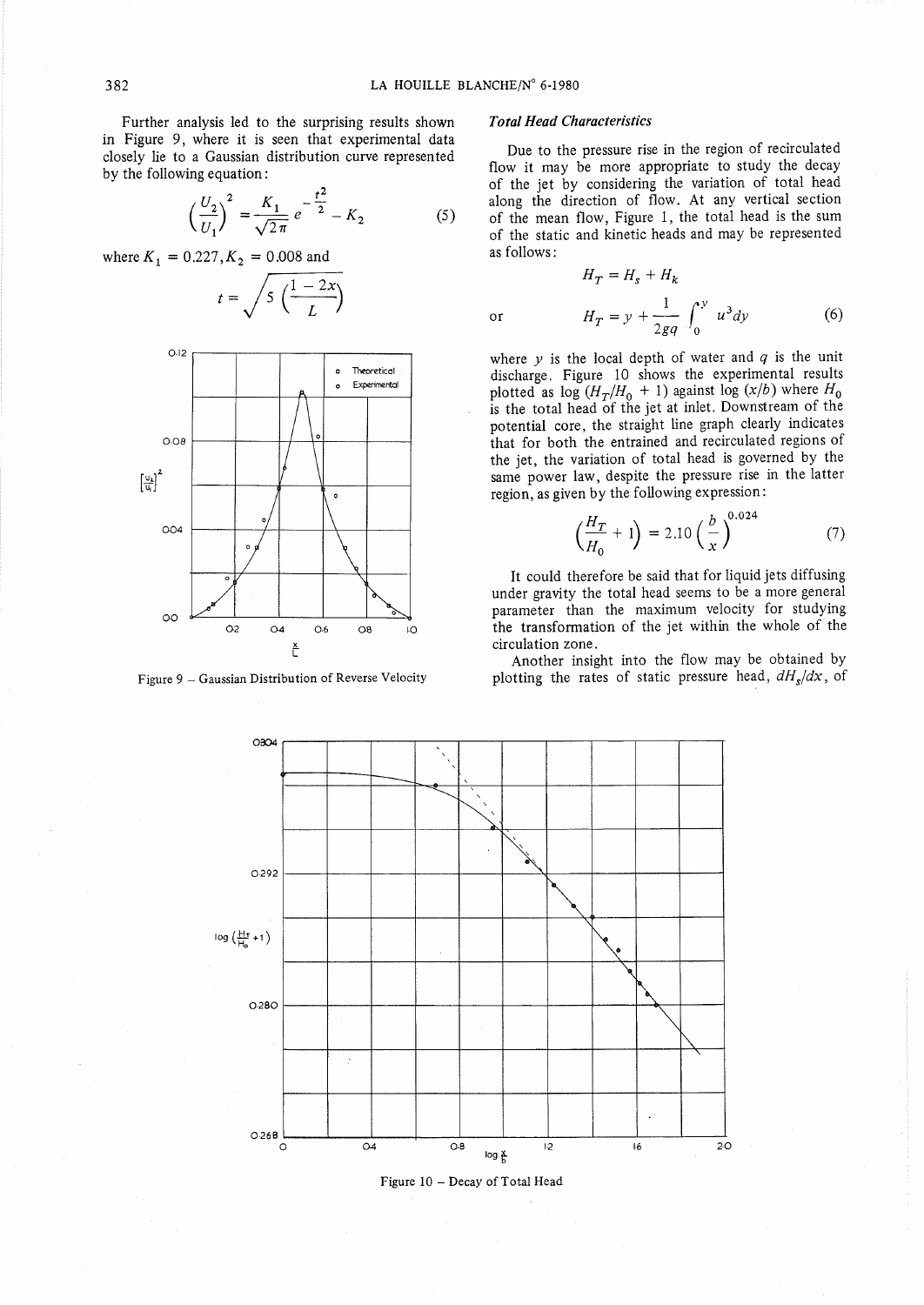Further analysis led to the surprising results shown in Figure 9, where it is seen that experimental data closely lie to a Gaussian distribution curve represented by the following equation:

$$\left(\frac{U_2}{U_1}\right)^2 = \frac{K_1}{\sqrt{2\pi}} e^{-\frac{t^2}{2}} - K_2 \qquad (5)$$

where $K_1 = 0.227, K_2 = 0.008$ and

$$t = \sqrt{5\left(\frac{1-2x}{L}\right)}$$

Figure 9 – Gaussian Distribution of Reverse Velocity

### *Total Head Characteristics*

Due to the pressure rise in the region of recirculated flow it may be more appropriate to study the decay of the jet by considering the variation of total head along the direction of flow. At any vertical section of the mean flow, Figure 1, the total head is the sum of the static and kinetic heads and may be represented as follows:

$$H_T = H_s + H_k$$

or

$$H_T = y + \frac{1}{2gq}\int_0^y u^3 dy \qquad (6)$$

where $y$ is the local depth of water and $q$ is the unit discharge. Figure 10 shows the experimental results plotted as $\log (H_T/H_0 + 1)$ against $\log (x/b)$ where $H_0$ is the total head of the jet at inlet. Downstream of the potential core, the straight line graph clearly indicates that for both the entrained and recirculated regions of the jet, the variation of total head is governed by the same power law, despite the pressure rise in the latter region, as given by the following expression:

$$\left(\frac{H_T}{H_0} + 1\right) = 2.10 \left(\frac{b}{x}\right)^{0.024} \qquad (7)$$

It could therefore be said that for liquid jets diffusing under gravity the total head seems to be a more general parameter than the maximum velocity for studying the transformation of the jet within the whole of the circulation zone.

Another insight into the flow may be obtained by plotting the rates of static pressure head, $dH_s/dx$, of

Figure 10 – Decay of Total Head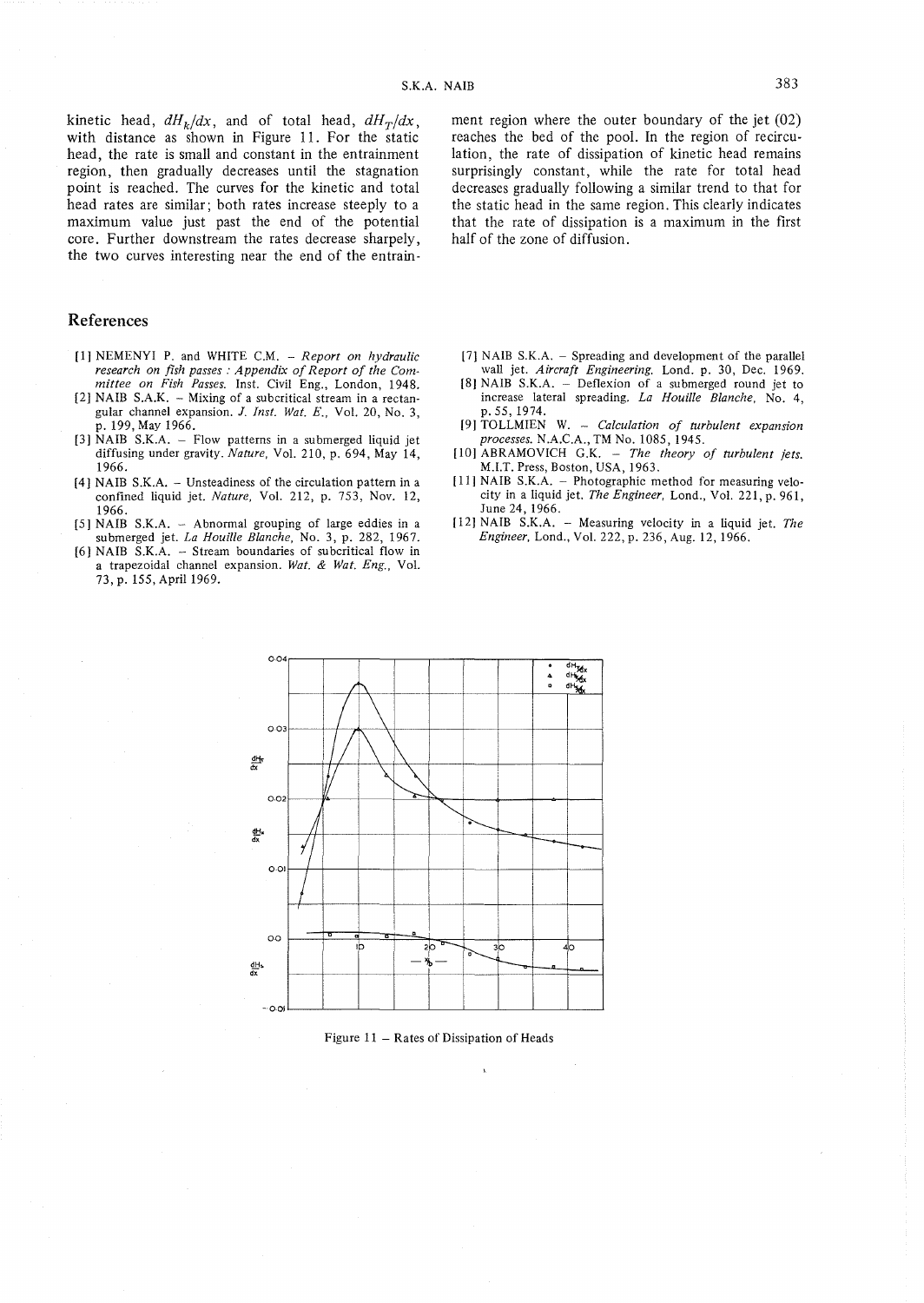kinetic head, $dH_k/dx$, and of total head, $dH_T/dx$, with distance as shown in Figure 11. For the static head, the rate is small and constant in the entrainment region, then gradually decreases until the stagnation point is reached. The curves for the kinetic and total head rates are similar; both rates increase steeply to a maximum value just past the end of the potential core. Further downstream the rates decrease sharpely, the two curves interesting near the end of the entrainment region where the outer boundary of the jet (02) reaches the bed of the pool. In the region of recirculation, the rate of dissipation of kinetic head remains surprisingly constant, while the rate for total head decreases gradually following a similar trend to that for the static head in the same region. This clearly indicates that the rate of dissipation is a maximum in the first half of the zone of diffusion.

## References

[1] NEMENYI P. and WHITE C.M. – *Report on hydraulic research on fish passes : Appendix of Report of the Committee on Fish Passes.* Inst. Civil Eng., London, 1948.

[2] NAIB S.A.K. – Mixing of a subcritical stream in a rectangular channel expansion. *J. Inst. Wat. E.,* Vol. 20, No. 3, p. 199, May 1966.

[3] NAIB S.K.A. – Flow patterns in a submerged liquid jet diffusing under gravity. *Nature,* Vol. 210, p. 694, May 14, 1966.

[4] NAIB S.K.A. – Unsteadiness of the circulation pattern in a confined liquid jet. *Nature,* Vol. 212, p. 753, Nov. 12, 1966.

[5] NAIB S.K.A. – Abnormal grouping of large eddies in a submerged jet. *La Houille Blanche,* No. 3, p. 282, 1967.

[6] NAIB S.K.A. – Stream boundaries of subcritical flow in a trapezoidal channel expansion. *Wat. & Wat. Eng.,* Vol. 73, p. 155, April 1969.

[7] NAIB S.K.A. – Spreading and development of the parallel wall jet. *Aircraft Engineering.* Lond. p. 30, Dec. 1969.

[8] NAIB S.K.A. – Deflexion of a submerged round jet to increase lateral spreading. *La Houille Blanche,* No. 4, p. 55, 1974.

[9] TOLLMIEN W. – *Calculation of turbulent expansion processes.* N.A.C.A., TM No. 1085, 1945.

[10] ABRAMOVICH G.K. – *The theory of turbulent jets.* M.I.T. Press, Boston, USA, 1963.

[11] NAIB S.K.A. – Photographic method for measuring velocity in a liquid jet. *The Engineer,* Lond., Vol. 221, p. 961, June 24, 1966.

[12] NAIB S.K.A. – Measuring velocity in a liquid jet. *The Engineer,* Lond., Vol. 222, p. 236, Aug. 12, 1966.

0·04
0·03
0·02
0·01
0·0
-0·01
$\frac{dH_T}{dx}$
$\frac{dH_k}{dx}$
$\frac{dH_s}{dx}$
10
20
30
40
— $x/b$ —
• $dH_T/dx$
▲ $dH_k/dx$
□ $dH_s/dx$

Figure 11 – Rates of Dissipation of Heads